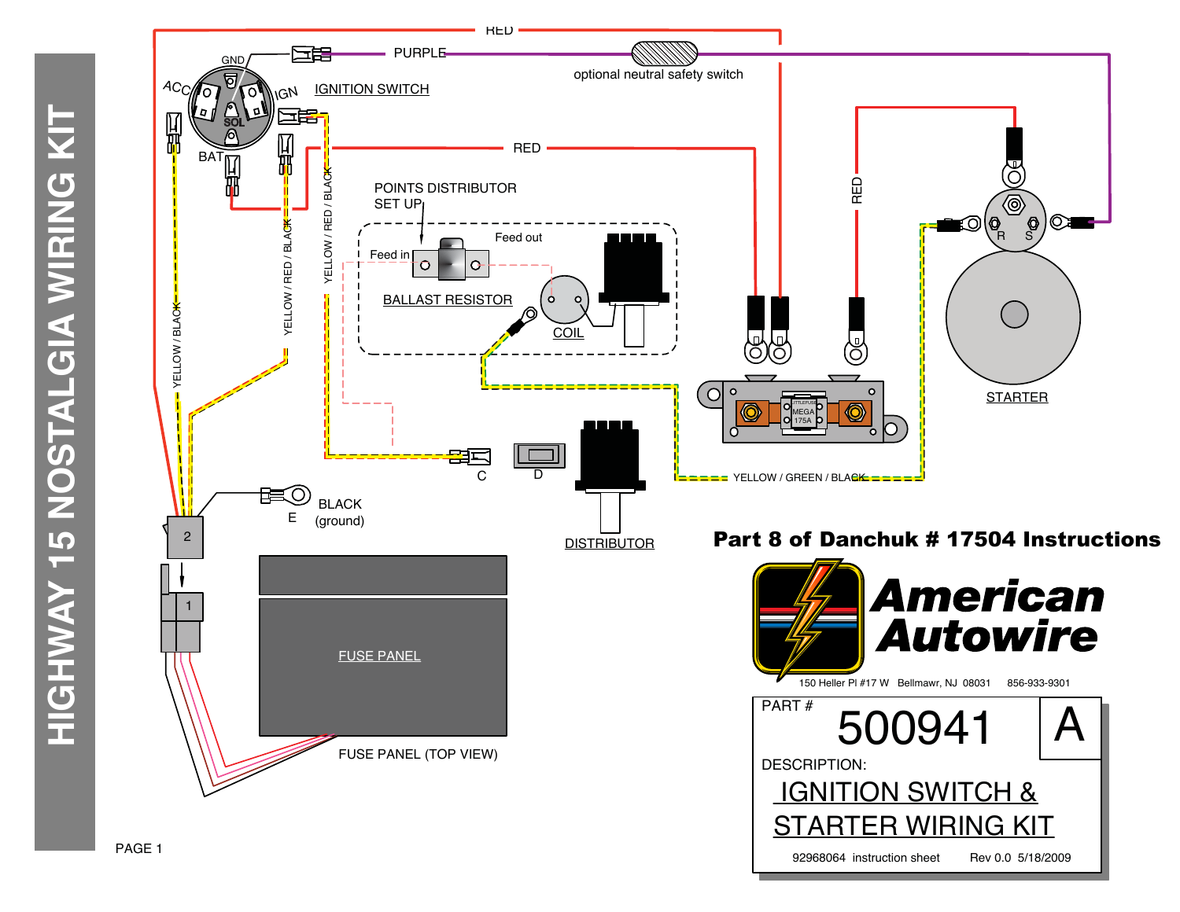# HIGHWAY 15 NOSTALGIA WIRING KIT

RED

PURPLE

optional neutral safety switch

GND

ACC

IGN

SOL

BAT

IGNITION SWITCH

RED

RED

POINTS DISTRIBUTOR SET UP

Feed in

Feed out

BALLAST RESISTOR

COIL

YELLOW / BLACK

YELLOW / RED / BLACK

YELLOW / RED / BLACK

R S

STARTER

YELLOW / GREEN / BLACK

C

D

DISTRIBUTOR

BLACK (ground)

E

2

1

FUSE PANEL

FUSE PANEL (TOP VIEW)

LITTLEFUSE MEGA 175A

**Part 8 of Danchuk # 17504 Instructions**

**American Autowire**

150 Heller Pl #17 W Bellmawr, NJ 08031 856-933-9301

PART # 500941 A

DESCRIPTION:

IGNITION SWITCH & STARTER WIRING KIT

92968064 instruction sheet Rev 0.0 5/18/2009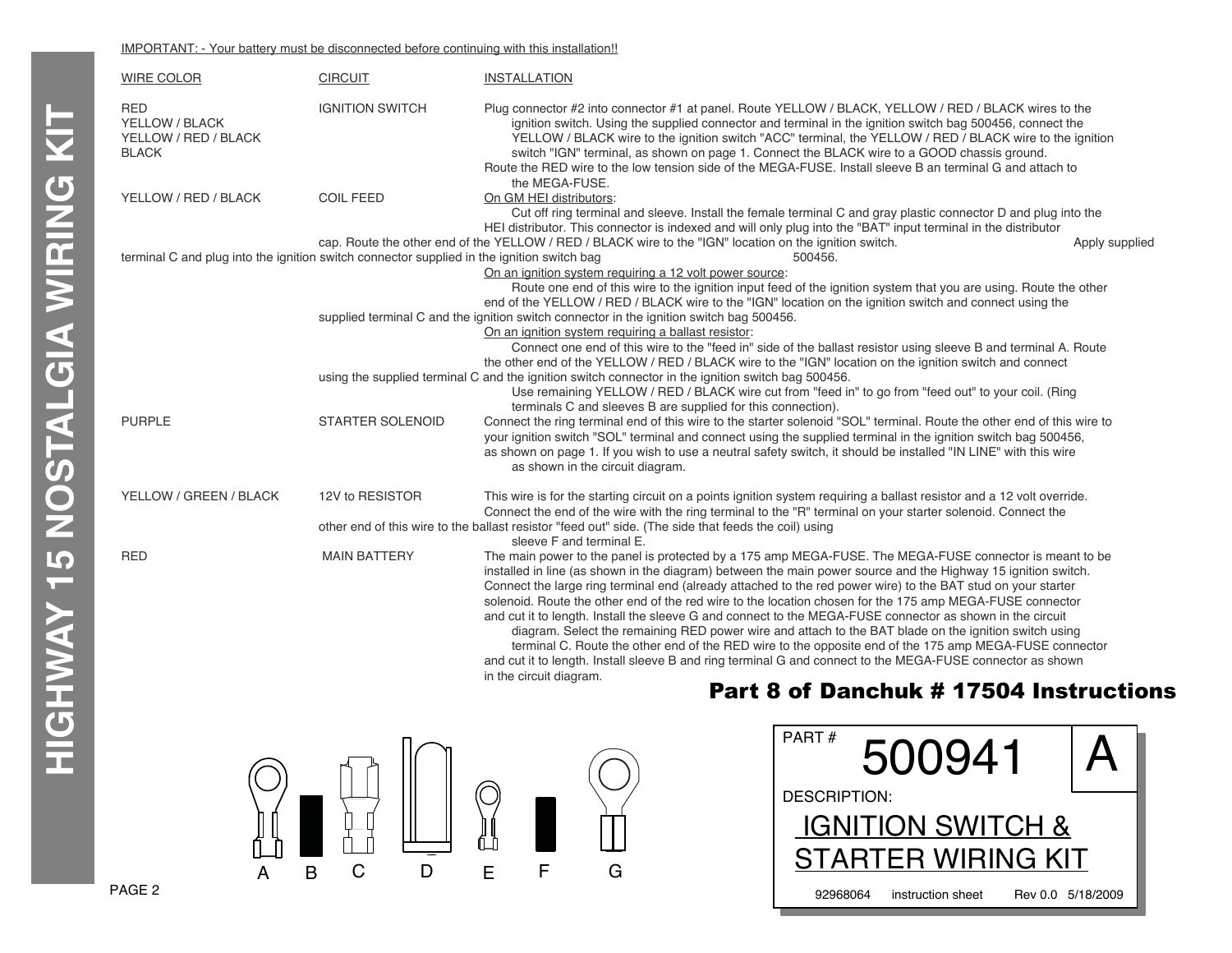IMPORTANT: - Your battery must be disconnected before continuing with this installation!!

| WIRE COLOR | CIRCUIT | INSTALLATION |
|---|---|---|
| RED<br>YELLOW / BLACK<br>YELLOW / RED / BLACK<br>BLACK | IGNITION SWITCH | Plug connector #2 into connector #1 at panel. Route YELLOW / BLACK, YELLOW / RED / BLACK wires to the ignition switch. Using the supplied connector and terminal in the ignition switch bag 500456, connect the YELLOW / BLACK wire to the ignition switch "ACC" terminal, the YELLOW / RED / BLACK wire to the ignition switch "IGN" terminal, as shown on page 1. Connect the BLACK wire to a GOOD chassis ground.<br>Route the RED wire to the low tension side of the MEGA-FUSE. Install sleeve B an terminal G and attach to the MEGA-FUSE. |
| YELLOW / RED / BLACK | COIL FEED | On GM HEI distributors:<br>Cut off ring terminal and sleeve. Install the female terminal C and gray plastic connector D and plug into the HEI distributor. This connector is indexed and will only plug into the "BAT" input terminal in the distributor cap. Route the other end of the YELLOW / RED / BLACK wire to the "IGN" location on the ignition switch. Apply supplied terminal C and plug into the ignition switch connector supplied in the ignition switch bag 500456.<br>On an ignition system requiring a 12 volt power source:<br>Route one end of this wire to the ignition input feed of the ignition system that you are using. Route the other end of the YELLOW / RED / BLACK wire to the "IGN" location on the ignition switch and connect using the supplied terminal C and the ignition switch connector in the ignition switch bag 500456.<br>On an ignition system requiring a ballast resistor:<br>Connect one end of this wire to the "feed in" side of the ballast resistor using sleeve B and terminal A. Route the other end of the YELLOW / RED / BLACK wire to the "IGN" location on the ignition switch and connect using the supplied terminal C and the ignition switch connector in the ignition switch bag 500456.<br>Use remaining YELLOW / RED / BLACK wire cut from "feed in" to go from "feed out" to your coil. (Ring terminals C and sleeves B are supplied for this connection). |
| PURPLE | STARTER SOLENOID | Connect the ring terminal end of this wire to the starter solenoid "SOL" terminal. Route the other end of this wire to your ignition switch "SOL" terminal and connect using the supplied terminal in the ignition switch bag 500456, as shown on page 1. If you wish to use a neutral safety switch, it should be installed "IN LINE" with this wire as shown in the circuit diagram. |
| YELLOW / GREEN / BLACK | 12V to RESISTOR | This wire is for the starting circuit on a points ignition system requiring a ballast resistor and a 12 volt override. Connect the end of the wire with the ring terminal to the "R" terminal on your starter solenoid. Connect the other end of this wire to the ballast resistor "feed out" side. (The side that feeds the coil) using sleeve F and terminal E. |
| RED | MAIN BATTERY | The main power to the panel is protected by a 175 amp MEGA-FUSE. The MEGA-FUSE connector is meant to be installed in line (as shown in the diagram) between the main power source and the Highway 15 ignition switch. Connect the large ring terminal end (already attached to the red power wire) to the BAT stud on your starter solenoid. Route the other end of the red wire to the location chosen for the 175 amp MEGA-FUSE connector and cut it to length. Install the sleeve G and connect to the MEGA-FUSE connector as shown in the circuit diagram. Select the remaining RED power wire and attach to the BAT blade on the ignition switch using terminal C. Route the other end of the RED wire to the opposite end of the 175 amp MEGA-FUSE connector and cut it to length. Install sleeve B and ring terminal G and connect to the MEGA-FUSE connector as shown in the circuit diagram. |

**Part 8 of Danchuk # 17504 Instructions**

A B C D E F G

PART # 500941 A

DESCRIPTION:

IGNITION SWITCH & STARTER WIRING KIT

92968064 instruction sheet Rev 0.0 5/18/2009